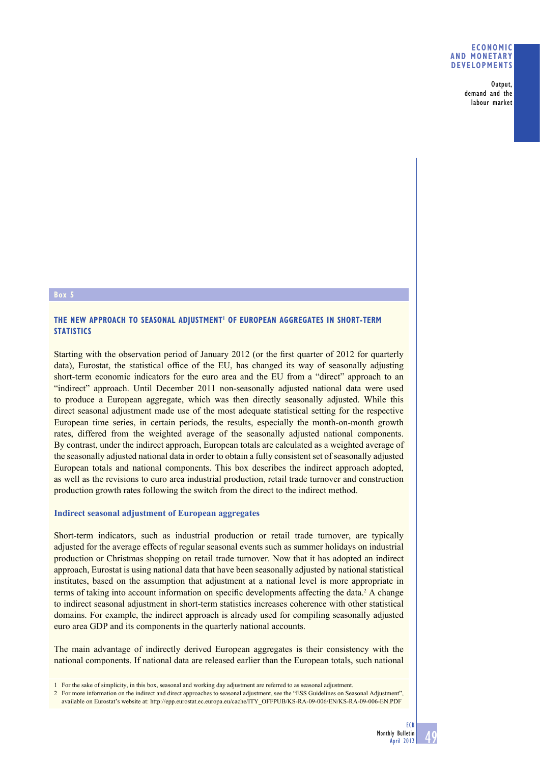**Box 5**

## THE NEW APPROACH TO SEASONAL ADJUSTMENT[1] OF EUROPEAN AGGREGATES IN SHORT-TERM STATISTICS

Starting with the observation period of January 2012 (or the first quarter of 2012 for quarterly data), Eurostat, the statistical office of the EU, has changed its way of seasonally adjusting short-term economic indicators for the euro area and the EU from a "direct" approach to an "indirect" approach. Until December 2011 non-seasonally adjusted national data were used to produce a European aggregate, which was then directly seasonally adjusted. While this direct seasonal adjustment made use of the most adequate statistical setting for the respective European time series, in certain periods, the results, especially the month-on-month growth rates, differed from the weighted average of the seasonally adjusted national components. By contrast, under the indirect approach, European totals are calculated as a weighted average of the seasonally adjusted national data in order to obtain a fully consistent set of seasonally adjusted European totals and national components. This box describes the indirect approach adopted, as well as the revisions to euro area industrial production, retail trade turnover and construction production growth rates following the switch from the direct to the indirect method.

### Indirect seasonal adjustment of European aggregates

Short-term indicators, such as industrial production or retail trade turnover, are typically adjusted for the average effects of regular seasonal events such as summer holidays on industrial production or Christmas shopping on retail trade turnover. Now that it has adopted an indirect approach, Eurostat is using national data that have been seasonally adjusted by national statistical institutes, based on the assumption that adjustment at a national level is more appropriate in terms of taking into account information on specific developments affecting the data.[2] A change to indirect seasonal adjustment in short-term statistics increases coherence with other statistical domains. For example, the indirect approach is already used for compiling seasonally adjusted euro area GDP and its components in the quarterly national accounts.

The main advantage of indirectly derived European aggregates is their consistency with the national components. If national data are released earlier than the European totals, such national

1 For the sake of simplicity, in this box, seasonal and working day adjustment are referred to as seasonal adjustment.

2 For more information on the indirect and direct approaches to seasonal adjustment, see the "ESS Guidelines on Seasonal Adjustment", available on Eurostat's website at: http://epp.eurostat.ec.europa.eu/cache/ITY_OFFPUB/KS-RA-09-006/EN/KS-RA-09-006-EN.PDF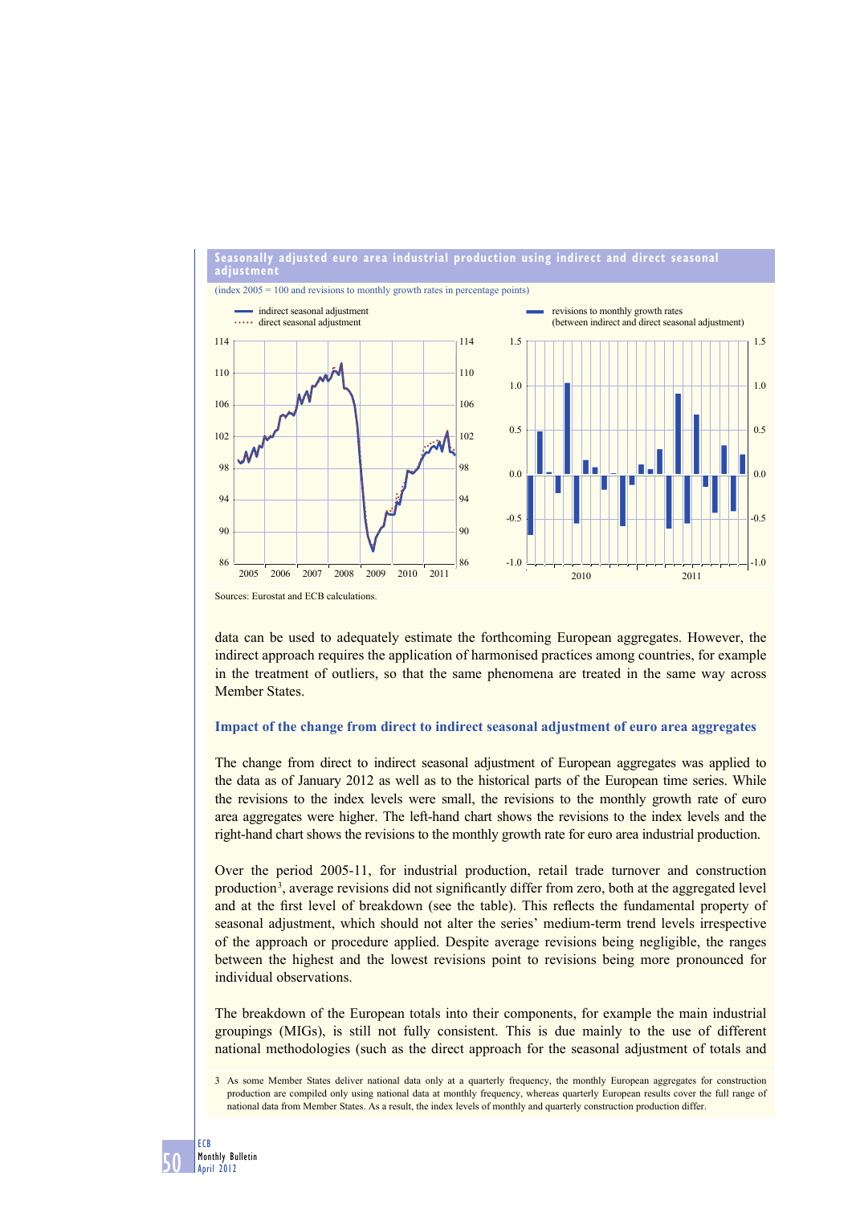**Seasonally adjusted euro area industrial production using indirect and direct seasonal adjustment**

(index 2005 = 100 and revisions to monthly growth rates in percentage points)

Sources: Eurostat and ECB calculations.

data can be used to adequately estimate the forthcoming European aggregates. However, the indirect approach requires the application of harmonised practices among countries, for example in the treatment of outliers, so that the same phenomena are treated in the same way across Member States.

### Impact of the change from direct to indirect seasonal adjustment of euro area aggregates

The change from direct to indirect seasonal adjustment of European aggregates was applied to the data as of January 2012 as well as to the historical parts of the European time series. While the revisions to the index levels were small, the revisions to the monthly growth rate of euro area aggregates were higher. The left-hand chart shows the revisions to the index levels and the right-hand chart shows the revisions to the monthly growth rate for euro area industrial production.

Over the period 2005-11, for industrial production, retail trade turnover and construction production[3], average revisions did not significantly differ from zero, both at the aggregated level and at the first level of breakdown (see the table). This reflects the fundamental property of seasonal adjustment, which should not alter the series' medium-term trend levels irrespective of the approach or procedure applied. Despite average revisions being negligible, the ranges between the highest and the lowest revisions point to revisions being more pronounced for individual observations.

The breakdown of the European totals into their components, for example the main industrial groupings (MIGs), is still not fully consistent. This is due mainly to the use of different national methodologies (such as the direct approach for the seasonal adjustment of totals and

3 As some Member States deliver national data only at a quarterly frequency, the monthly European aggregates for construction production are compiled only using national data at monthly frequency, whereas quarterly European results cover the full range of national data from Member States. As a result, the index levels of monthly and quarterly construction production differ.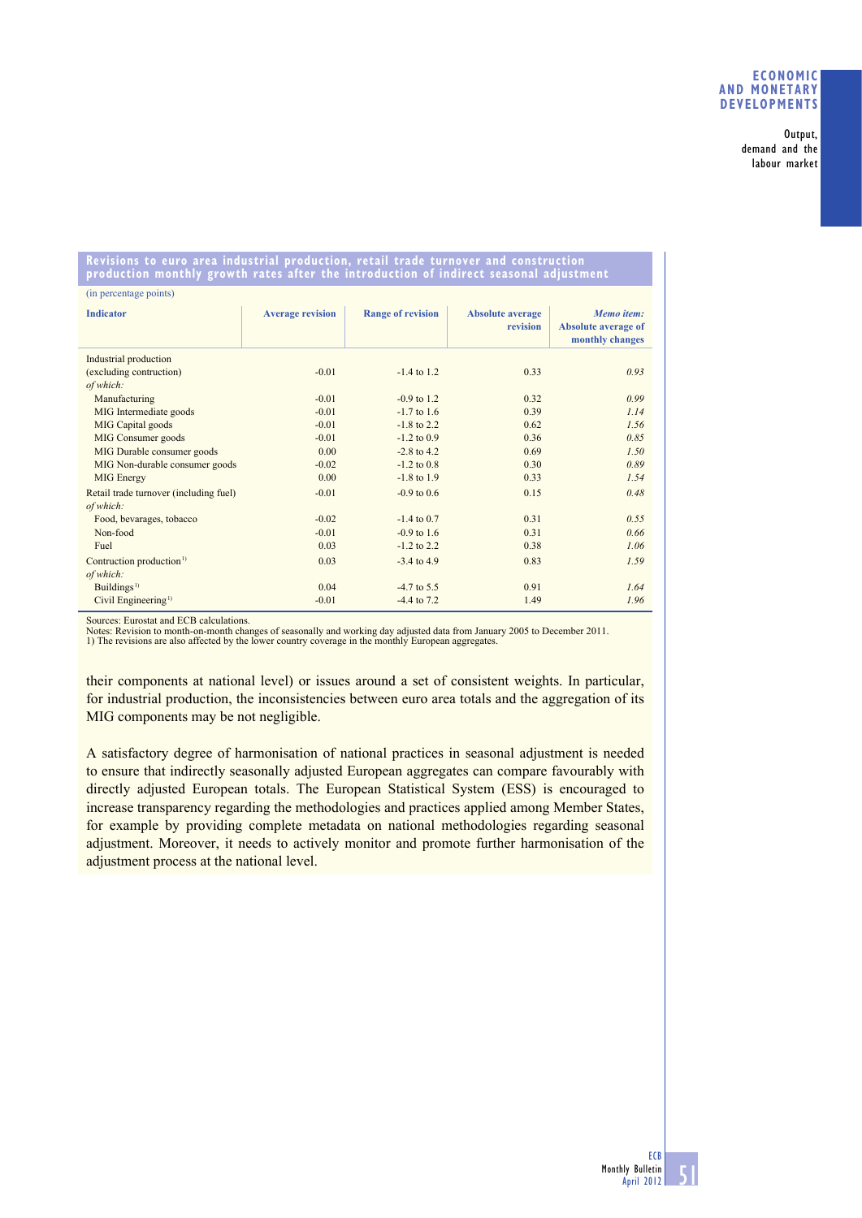**Revisions to euro area industrial production, retail trade turnover and construction production monthly growth rates after the introduction of indirect seasonal adjustment**

(in percentage points)

| Indicator | Average revision | Range of revision | Absolute average revision | *Memo item:* Absolute average of monthly changes |
|---|---|---|---|---|
| Industrial production (excluding contruction) | -0.01 | -1.4 to 1.2 | 0.33 | *0.93* |
| *of which:* | | | | |
| Manufacturing | -0.01 | -0.9 to 1.2 | 0.32 | *0.99* |
| MIG Intermediate goods | -0.01 | -1.7 to 1.6 | 0.39 | *1.14* |
| MIG Capital goods | -0.01 | -1.8 to 2.2 | 0.62 | *1.56* |
| MIG Consumer goods | -0.01 | -1.2 to 0.9 | 0.36 | *0.85* |
| MIG Durable consumer goods | 0.00 | -2.8 to 4.2 | 0.69 | *1.50* |
| MIG Non-durable consumer goods | -0.02 | -1.2 to 0.8 | 0.30 | *0.89* |
| MIG Energy | 0.00 | -1.8 to 1.9 | 0.33 | *1.54* |
| Retail trade turnover (including fuel) | -0.01 | -0.9 to 0.6 | 0.15 | *0.48* |
| *of which:* | | | | |
| Food, bevarages, tobacco | -0.02 | -1.4 to 0.7 | 0.31 | *0.55* |
| Non-food | -0.01 | -0.9 to 1.6 | 0.31 | *0.66* |
| Fuel | 0.03 | -1.2 to 2.2 | 0.38 | *1.06* |
| Contruction production[1] | 0.03 | -3.4 to 4.9 | 0.83 | *1.59* |
| *of which:* | | | | |
| Buildings[1] | 0.04 | -4.7 to 5.5 | 0.91 | *1.64* |
| Civil Engineering[1] | -0.01 | -4.4 to 7.2 | 1.49 | *1.96* |

Sources: Eurostat and ECB calculations.
Notes: Revision to month-on-month changes of seasonally and working day adjusted data from January 2005 to December 2011.
1) The revisions are also affected by the lower country coverage in the monthly European aggregates.

their components at national level) or issues around a set of consistent weights. In particular, for industrial production, the inconsistencies between euro area totals and the aggregation of its MIG components may be not negligible.

A satisfactory degree of harmonisation of national practices in seasonal adjustment is needed to ensure that indirectly seasonally adjusted European aggregates can compare favourably with directly adjusted European totals. The European Statistical System (ESS) is encouraged to increase transparency regarding the methodologies and practices applied among Member States, for example by providing complete metadata on national methodologies regarding seasonal adjustment. Moreover, it needs to actively monitor and promote further harmonisation of the adjustment process at the national level.